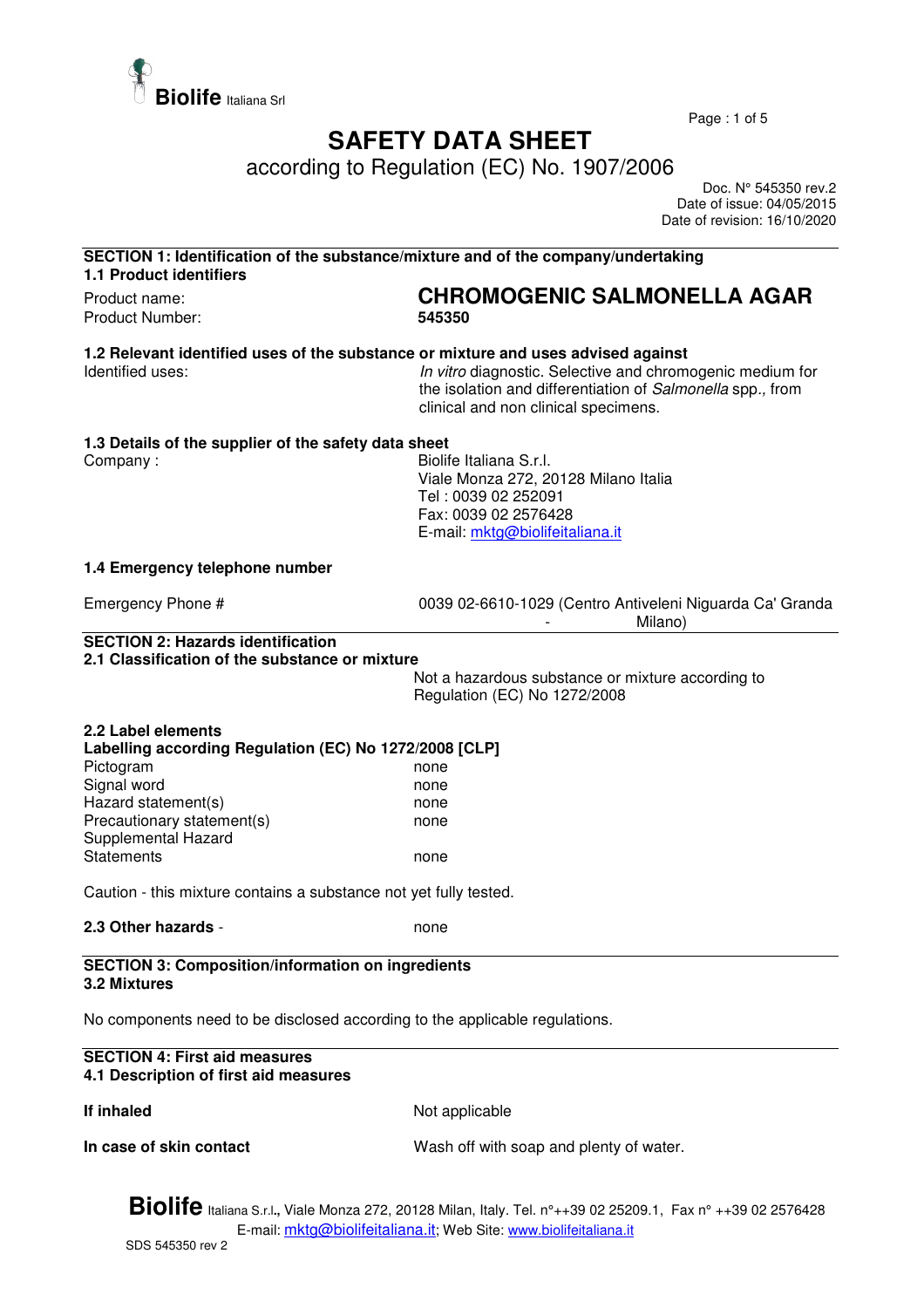**Biolife** Italiana Srl

# SAFETY DATA SHEET

according to Regulation (EC) No. 1907/2006

Doc. N° 545350 rev.2
Date of issue: 04/05/2015
Date of revision: 16/10/2020

## SECTION 1: Identification of the substance/mixture and of the company/undertaking

### 1.1 Product identifiers

| | |
|---|---|
| Product name: | **CHROMOGENIC SALMONELLA AGAR** |
| Product Number: | **545350** |

### 1.2 Relevant identified uses of the substance or mixture and uses advised against

| | |
|---|---|
| Identified uses: | *In vitro* diagnostic. Selective and chromogenic medium for the isolation and differentiation of *Salmonella* spp., from clinical and non clinical specimens. |

### 1.3 Details of the supplier of the safety data sheet

Company :

Biolife Italiana S.r.l.
Viale Monza 272, 20128 Milano Italia
Tel : 0039 02 252091
Fax: 0039 02 2576428
E-mail: mktg@biolifeitaliana.it

### 1.4 Emergency telephone number

| | |
|---|---|
| Emergency Phone # | 0039 02-6610-1029 (Centro Antiveleni Niguarda Ca' Granda - Milano) |

## SECTION 2: Hazards identification

### 2.1 Classification of the substance or mixture

Not a hazardous substance or mixture according to Regulation (EC) No 1272/2008

### 2.2 Label elements

**Labelling according Regulation (EC) No 1272/2008 [CLP]**

| | |
|---|---|
| Pictogram | none |
| Signal word | none |
| Hazard statement(s) | none |
| Precautionary statement(s) | none |
| Supplemental Hazard Statements | none |

Caution - this mixture contains a substance not yet fully tested.

**2.3 Other hazards** - none

## SECTION 3: Composition/information on ingredients

### 3.2 Mixtures

No components need to be disclosed according to the applicable regulations.

## SECTION 4: First aid measures

### 4.1 Description of first aid measures

| | |
|---|---|
| **If inhaled** | Not applicable |
| **In case of skin contact** | Wash off with soap and plenty of water. |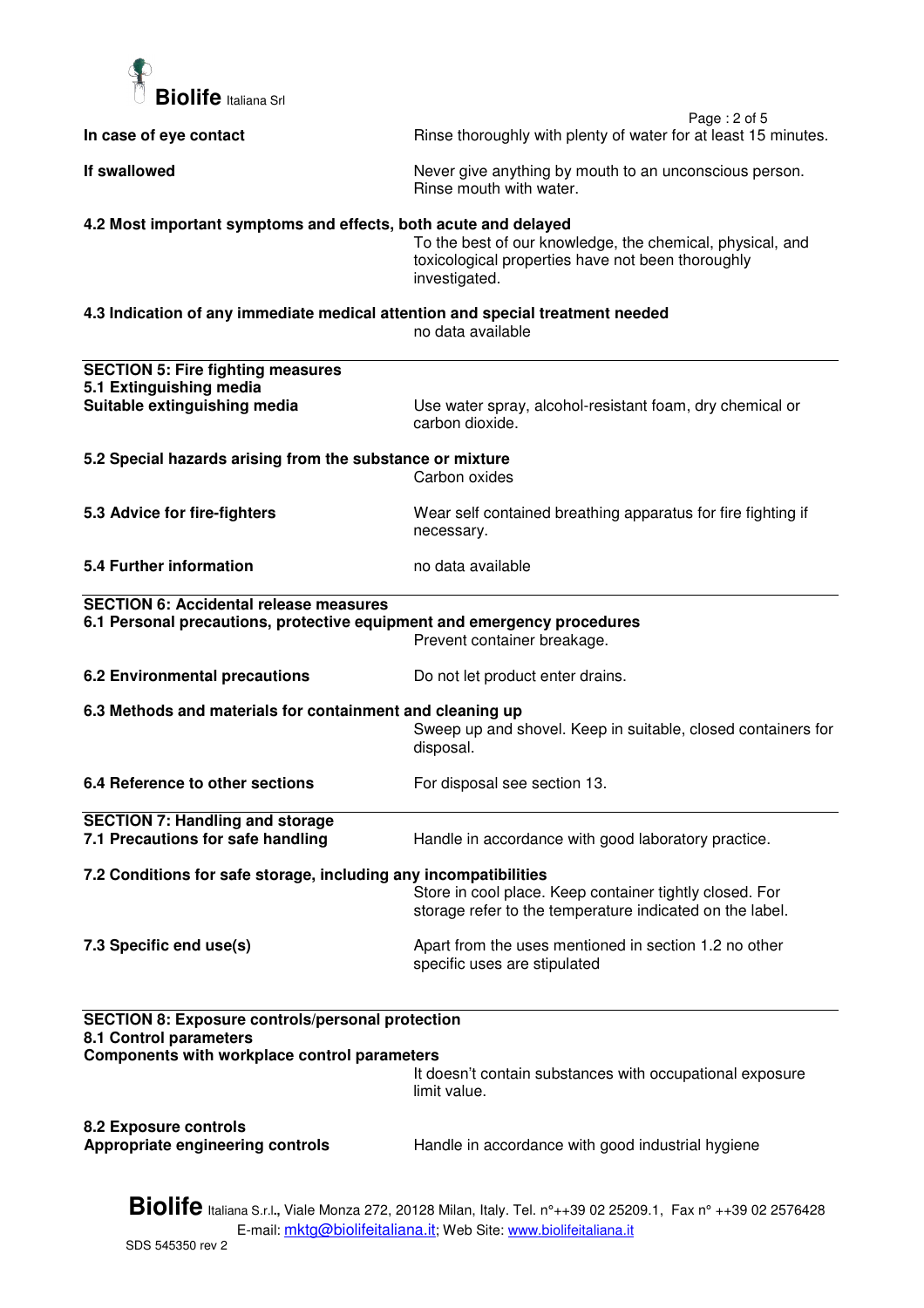**In case of eye contact** Rinse thoroughly with plenty of water for at least 15 minutes.

**If swallowed** Never give anything by mouth to an unconscious person. Rinse mouth with water.

**4.2 Most important symptoms and effects, both acute and delayed**

To the best of our knowledge, the chemical, physical, and toxicological properties have not been thoroughly investigated.

**4.3 Indication of any immediate medical attention and special treatment needed**

no data available

## SECTION 5: Fire fighting measures

**5.1 Extinguishing media**

**Suitable extinguishing media** Use water spray, alcohol-resistant foam, dry chemical or carbon dioxide.

**5.2 Special hazards arising from the substance or mixture**

Carbon oxides

**5.3 Advice for fire-fighters** Wear self contained breathing apparatus for fire fighting if necessary.

**5.4 Further information** no data available

## SECTION 6: Accidental release measures

**6.1 Personal precautions, protective equipment and emergency procedures**

Prevent container breakage.

**6.2 Environmental precautions** Do not let product enter drains.

**6.3 Methods and materials for containment and cleaning up**

Sweep up and shovel. Keep in suitable, closed containers for disposal.

**6.4 Reference to other sections** For disposal see section 13.

## SECTION 7: Handling and storage

**7.1 Precautions for safe handling** Handle in accordance with good laboratory practice.

**7.2 Conditions for safe storage, including any incompatibilities**

Store in cool place. Keep container tightly closed. For storage refer to the temperature indicated on the label.

**7.3 Specific end use(s)** Apart from the uses mentioned in section 1.2 no other specific uses are stipulated

## SECTION 8: Exposure controls/personal protection

**8.1 Control parameters**

**Components with workplace control parameters**

It doesn't contain substances with occupational exposure limit value.

**8.2 Exposure controls**

**Appropriate engineering controls** Handle in accordance with good industrial hygiene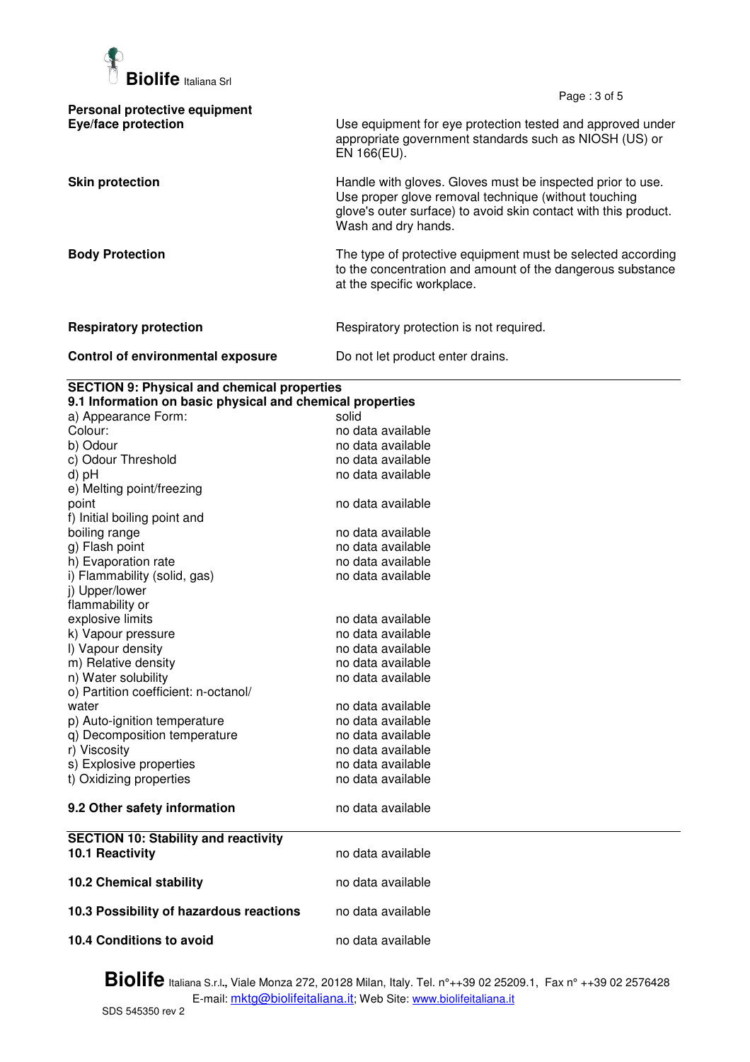**Personal protective equipment**

| | |
|---|---|
| **Eye/face protection** | Use equipment for eye protection tested and approved under appropriate government standards such as NIOSH (US) or EN 166(EU). |
| **Skin protection** | Handle with gloves. Gloves must be inspected prior to use. Use proper glove removal technique (without touching glove's outer surface) to avoid skin contact with this product. Wash and dry hands. |
| **Body Protection** | The type of protective equipment must be selected according to the concentration and amount of the dangerous substance at the specific workplace. |
| **Respiratory protection** | Respiratory protection is not required. |
| **Control of environmental exposure** | Do not let product enter drains. |

## SECTION 9: Physical and chemical properties

### 9.1 Information on basic physical and chemical properties

| | |
|---|---|
| a) Appearance Form: | solid |
| Colour: | no data available |
| b) Odour | no data available |
| c) Odour Threshold | no data available |
| d) pH | no data available |
| e) Melting point/freezing point | no data available |
| f) Initial boiling point and boiling range | no data available |
| g) Flash point | no data available |
| h) Evaporation rate | no data available |
| i) Flammability (solid, gas) | no data available |
| j) Upper/lower flammability or explosive limits | no data available |
| k) Vapour pressure | no data available |
| l) Vapour density | no data available |
| m) Relative density | no data available |
| n) Water solubility | no data available |
| o) Partition coefficient: n-octanol/ water | no data available |
| p) Auto-ignition temperature | no data available |
| q) Decomposition temperature | no data available |
| r) Viscosity | no data available |
| s) Explosive properties | no data available |
| t) Oxidizing properties | no data available |

**9.2 Other safety information** no data available

## SECTION 10: Stability and reactivity

| | |
|---|---|
| **10.1 Reactivity** | no data available |
| **10.2 Chemical stability** | no data available |
| **10.3 Possibility of hazardous reactions** | no data available |
| **10.4 Conditions to avoid** | no data available |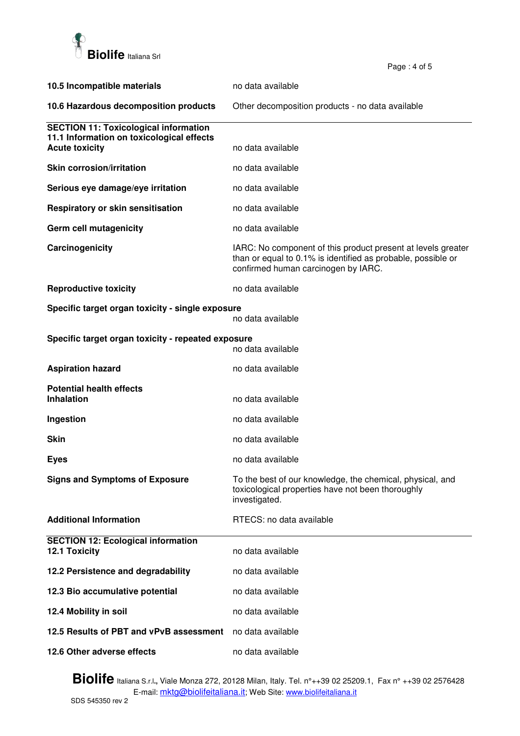**10.5 Incompatible materials** no data available

**10.6 Hazardous decomposition products** Other decomposition products - no data available

## SECTION 11: Toxicological information

### 11.1 Information on toxicological effects

**Acute toxicity** no data available

**Skin corrosion/irritation** no data available

**Serious eye damage/eye irritation** no data available

**Respiratory or skin sensitisation** no data available

**Germ cell mutagenicity** no data available

**Carcinogenicity** IARC: No component of this product present at levels greater than or equal to 0.1% is identified as probable, possible or confirmed human carcinogen by IARC.

**Reproductive toxicity** no data available

**Specific target organ toxicity - single exposure**
no data available

**Specific target organ toxicity - repeated exposure**
no data available

**Aspiration hazard** no data available

**Potential health effects**

**Inhalation** no data available

**Ingestion** no data available

**Skin** no data available

**Eyes** no data available

**Signs and Symptoms of Exposure** To the best of our knowledge, the chemical, physical, and toxicological properties have not been thoroughly investigated.

**Additional Information** RTECS: no data available

## SECTION 12: Ecological information

**12.1 Toxicity** no data available

**12.2 Persistence and degradability** no data available

**12.3 Bio accumulative potential** no data available

**12.4 Mobility in soil** no data available

**12.5 Results of PBT and vPvB assessment** no data available

**12.6 Other adverse effects** no data available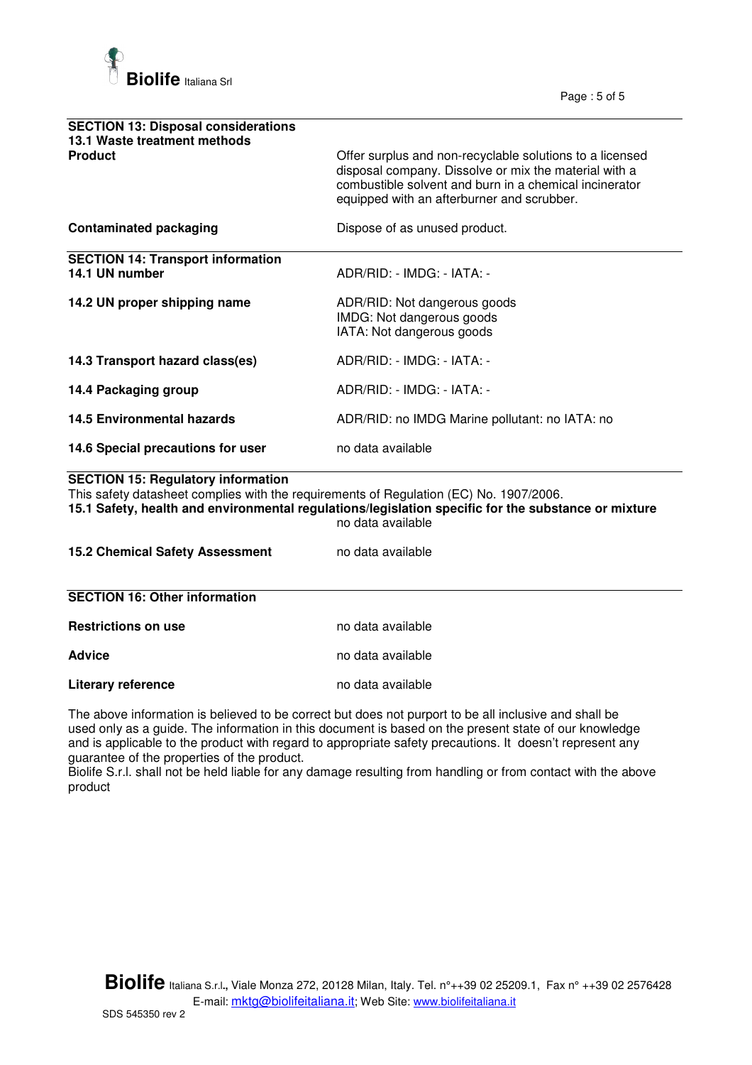## SECTION 13: Disposal considerations

### 13.1 Waste treatment methods

| | |
|---|---|
| **Product** | Offer surplus and non-recyclable solutions to a licensed disposal company. Dissolve or mix the material with a combustible solvent and burn in a chemical incinerator equipped with an afterburner and scrubber. |
| **Contaminated packaging** | Dispose of as unused product. |

## SECTION 14: Transport information

| | |
|---|---|
| **14.1 UN number** | ADR/RID: - IMDG: - IATA: - |
| **14.2 UN proper shipping name** | ADR/RID: Not dangerous goods<br>IMDG: Not dangerous goods<br>IATA: Not dangerous goods |
| **14.3 Transport hazard class(es)** | ADR/RID: - IMDG: - IATA: - |
| **14.4 Packaging group** | ADR/RID: - IMDG: - IATA: - |
| **14.5 Environmental hazards** | ADR/RID: no IMDG Marine pollutant: no IATA: no |
| **14.6 Special precautions for user** | no data available |

## SECTION 15: Regulatory information

This safety datasheet complies with the requirements of Regulation (EC) No. 1907/2006.

**15.1 Safety, health and environmental regulations/legislation specific for the substance or mixture**

no data available

| | |
|---|---|
| **15.2 Chemical Safety Assessment** | no data available |

## SECTION 16: Other information

| | |
|---|---|
| **Restrictions on use** | no data available |
| **Advice** | no data available |
| **Literary reference** | no data available |

The above information is believed to be correct but does not purport to be all inclusive and shall be used only as a guide. The information in this document is based on the present state of our knowledge and is applicable to the product with regard to appropriate safety precautions. It doesn't represent any guarantee of the properties of the product.

Biolife S.r.l. shall not be held liable for any damage resulting from handling or from contact with the above product

**Biolife** Italiana S.r.l., Viale Monza 272, 20128 Milan, Italy. Tel. n°++39 02 25209.1, Fax n° ++39 02 2576428
E-mail: mktg@biolifeitaliana.it; Web Site: www.biolifeitaliana.it

SDS 545350 rev 2